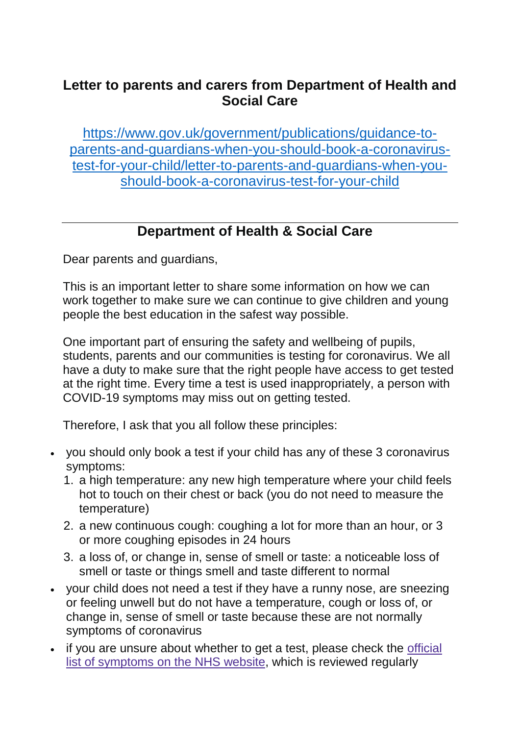## Letter to parents and carers from Department of Health and Social Care

[https://www.gov.uk/government/publications/guidance-to-parents-and-guardians-when-you-should-book-a-coronavirus-test-for-your-child/letter-to-parents-and-guardians-when-you-should-book-a-coronavirus-test-for-your-child](https://www.gov.uk/government/publications/guidance-to-parents-and-guardians-when-you-should-book-a-coronavirus-test-for-your-child/letter-to-parents-and-guardians-when-you-should-book-a-coronavirus-test-for-your-child)

---

## Department of Health & Social Care

Dear parents and guardians,

This is an important letter to share some information on how we can work together to make sure we can continue to give children and young people the best education in the safest way possible.

One important part of ensuring the safety and wellbeing of pupils, students, parents and our communities is testing for coronavirus. We all have a duty to make sure that the right people have access to get tested at the right time. Every time a test is used inappropriately, a person with COVID-19 symptoms may miss out on getting tested.

Therefore, I ask that you all follow these principles:

- you should only book a test if your child has any of these 3 coronavirus symptoms:
  1. a high temperature: any new high temperature where your child feels hot to touch on their chest or back (you do not need to measure the temperature)
  2. a new continuous cough: coughing a lot for more than an hour, or 3 or more coughing episodes in 24 hours
  3. a loss of, or change in, sense of smell or taste: a noticeable loss of smell or taste or things smell and taste different to normal
- your child does not need a test if they have a runny nose, are sneezing or feeling unwell but do not have a temperature, cough or loss of, or change in, sense of smell or taste because these are not normally symptoms of coronavirus
- if you are unsure about whether to get a test, please check the official list of symptoms on the NHS website, which is reviewed regularly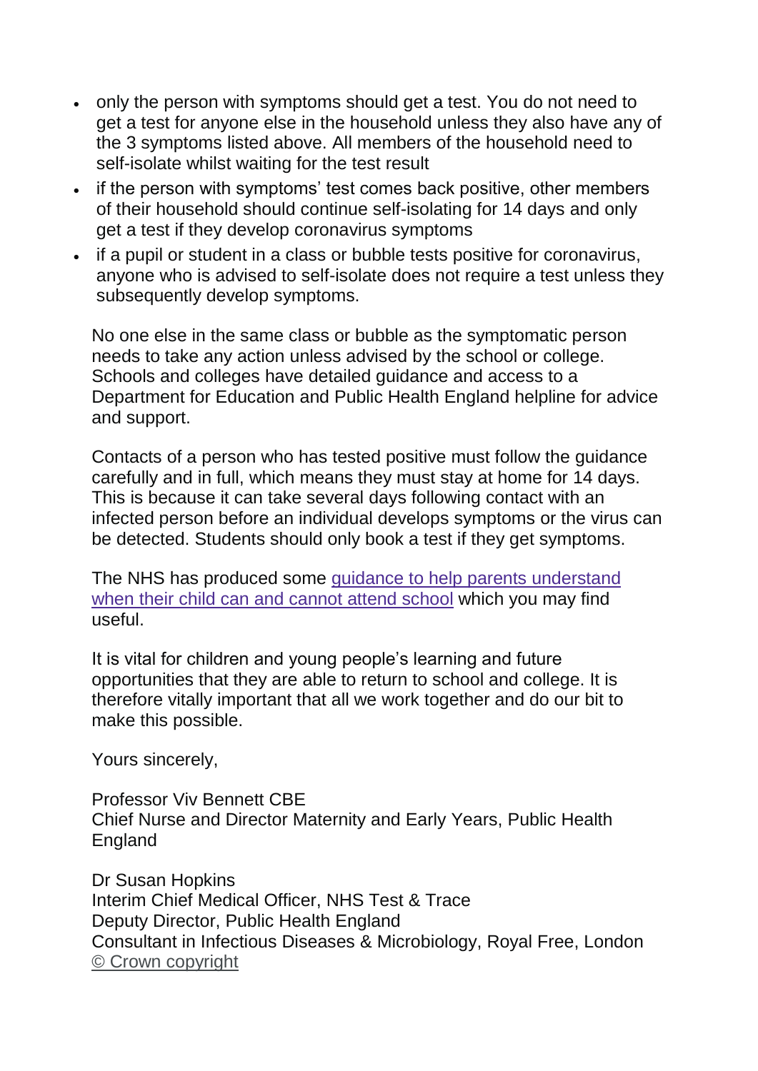- only the person with symptoms should get a test. You do not need to get a test for anyone else in the household unless they also have any of the 3 symptoms listed above. All members of the household need to self-isolate whilst waiting for the test result
- if the person with symptoms' test comes back positive, other members of their household should continue self-isolating for 14 days and only get a test if they develop coronavirus symptoms
- if a pupil or student in a class or bubble tests positive for coronavirus, anyone who is advised to self-isolate does not require a test unless they subsequently develop symptoms.

No one else in the same class or bubble as the symptomatic person needs to take any action unless advised by the school or college. Schools and colleges have detailed guidance and access to a Department for Education and Public Health England helpline for advice and support.

Contacts of a person who has tested positive must follow the guidance carefully and in full, which means they must stay at home for 14 days. This is because it can take several days following contact with an infected person before an individual develops symptoms or the virus can be detected. Students should only book a test if they get symptoms.

The NHS has produced some guidance to help parents understand when their child can and cannot attend school which you may find useful.

It is vital for children and young people's learning and future opportunities that they are able to return to school and college. It is therefore vitally important that all we work together and do our bit to make this possible.

Yours sincerely,

Professor Viv Bennett CBE
Chief Nurse and Director Maternity and Early Years, Public Health England

Dr Susan Hopkins
Interim Chief Medical Officer, NHS Test & Trace
Deputy Director, Public Health England
Consultant in Infectious Diseases & Microbiology, Royal Free, London
© Crown copyright